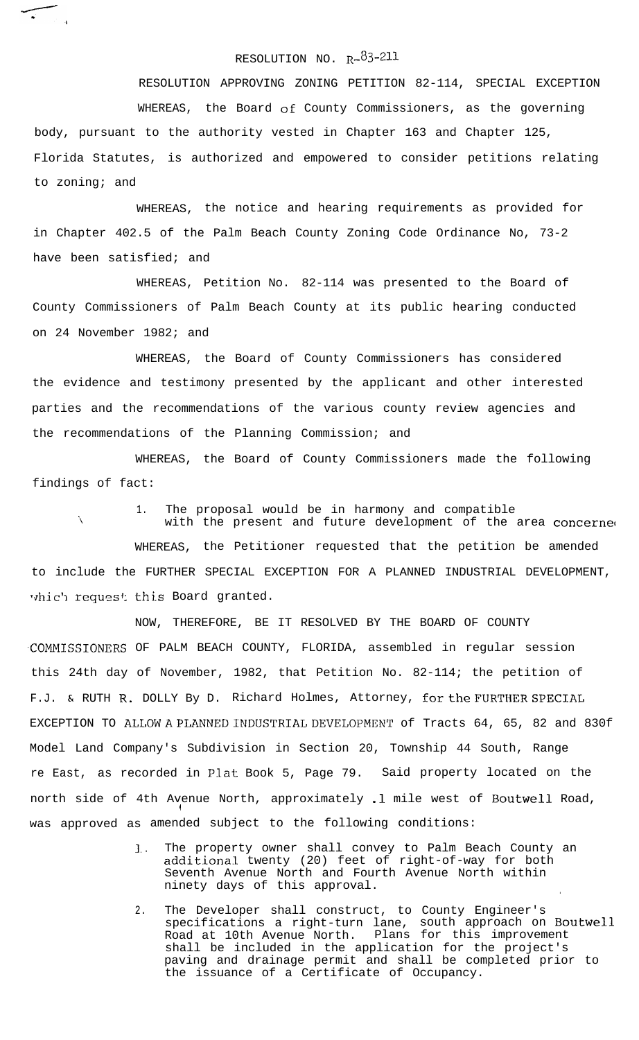RESOLUTION NO. R-83-211

RESOLUTION APPROVING ZONING PETITION 82-114, SPECIAL EXCEPTION

WHEREAS, the Board of County Commissioners, as the governing body, pursuant to the authority vested in Chapter 163 and Chapter 125, Florida Statutes, is authorized and empowered to consider petitions relating to zoning; and

WHEREAS, the notice and hearing requirements as provided for in Chapter 402.5 of the Palm Beach County Zoning Code Ordinance No, 73-2 have been satisfied; and

WHEREAS, Petition No. 82-114 was presented to the Board of County Commissioners of Palm Beach County at its public hearing conducted on 24 November 1982; and

WHEREAS, the Board of County Commissioners has considered the evidence and testimony presented by the applicant and other interested parties and the recommendations of the various county review agencies and the recommendations of the Planning Commission; and

WHEREAS, the Board of County Commissioners made the following findings of fact:

1. The proposal would be in harmony and compatible with the present and future development of the area concerne

WHEREAS, the Petitioner requested that the petition be amended to include the FURTHER SPECIAL EXCEPTION FOR A PLANNED INDUSTRIAL DEVELOPMENT, which request this Board granted.

NOW, THEREFORE, BE IT RESOLVED BY THE BOARD OF COUNTY COMMISSIONERS OF PALM BEACH COUNTY, FLORIDA, assembled in regular session this 24th day of November, 1982, that Petition No. 82-114; the petition of F.J. & RUTH R. DOLLY By D. Richard Holmes, Attorney, for the FURTHER SPECIAL EXCEPTION TO ALLOW A PLANNED INDUSTRIAL DEVELOPMENT of Tracts 64, 65, 82 and 83of Model Land Company's Subdivision in Section 20, Township 44 South, Range re East, as recorded in Plat Book 5, Page 79. Said property located on the north side of 4th Avenue North, approximately .1 mile west of Boutwell Road, was approved as amended subject to the following conditions:

1. The property owner shall convey to Palm Beach County an additional twenty (20) feet of right-of-way for both Seventh Avenue North and Fourth Avenue North within ninety days of this approval.
2. The Developer shall construct, to County Engineer's specifications a right-turn lane, south approach on Boutwell Road at 10th Avenue North. Plans for this improvement shall be included in the application for the project's paving and drainage permit and shall be completed prior to the issuance of a Certificate of Occupancy.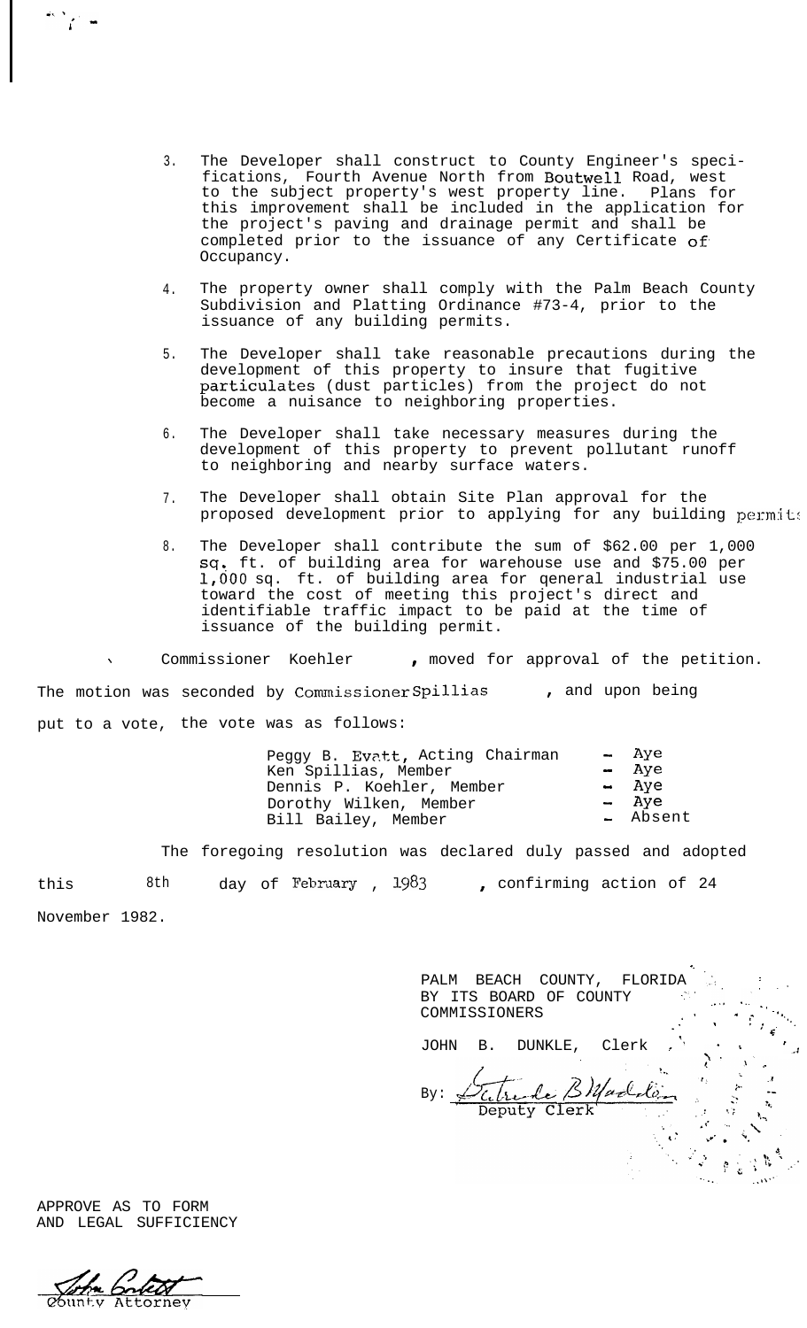3. The Developer shall construct to County Engineer's specifications, Fourth Avenue North from Boutwell Road, west to the subject property's west property line. Plans for this improvement shall be included in the application for the project's paving and drainage permit and shall be completed prior to the issuance of any Certificate of Occupancy.

4. The property owner shall comply with the Palm Beach County Subdivision and Platting Ordinance #73-4, prior to the issuance of any building permits.

5. The Developer shall take reasonable precautions during the development of this property to insure that fugitive particulates (dust particles) from the project do not become a nuisance to neighboring properties.

6. The Developer shall take necessary measures during the development of this property to prevent pollutant runoff to neighboring and nearby surface waters.

7. The Developer shall obtain Site Plan approval for the proposed development prior to applying for any building permits.

8. The Developer shall contribute the sum of $62.00 per 1,000 sq. ft. of building area for warehouse use and $75.00 per 1,000 sq. ft. of building area for general industrial use toward the cost of meeting this project's direct and identifiable traffic impact to be paid at the time of issuance of the building permit.

Commissioner Koehler, moved for approval of the petition. The motion was seconded by Commissioner Spillias, and upon being put to a vote, the vote was as follows:

| | |
|---|---|
| Peggy B. Evatt, Acting Chairman | - Aye |
| Ken Spillias, Member | - Aye |
| Dennis P. Koehler, Member | - Aye |
| Dorothy Wilken, Member | - Aye |
| Bill Bailey, Member | - Absent |

The foregoing resolution was declared duly passed and adopted this 8th day of February, 1983, confirming action of 24 November 1982.

PALM BEACH COUNTY, FLORIDA
BY ITS BOARD OF COUNTY COMMISSIONERS

JOHN B. DUNKLE, Clerk

By: Gertrude B. Madden
Deputy Clerk

APPROVE AS TO FORM
AND LEGAL SUFFICIENCY

County Attorney